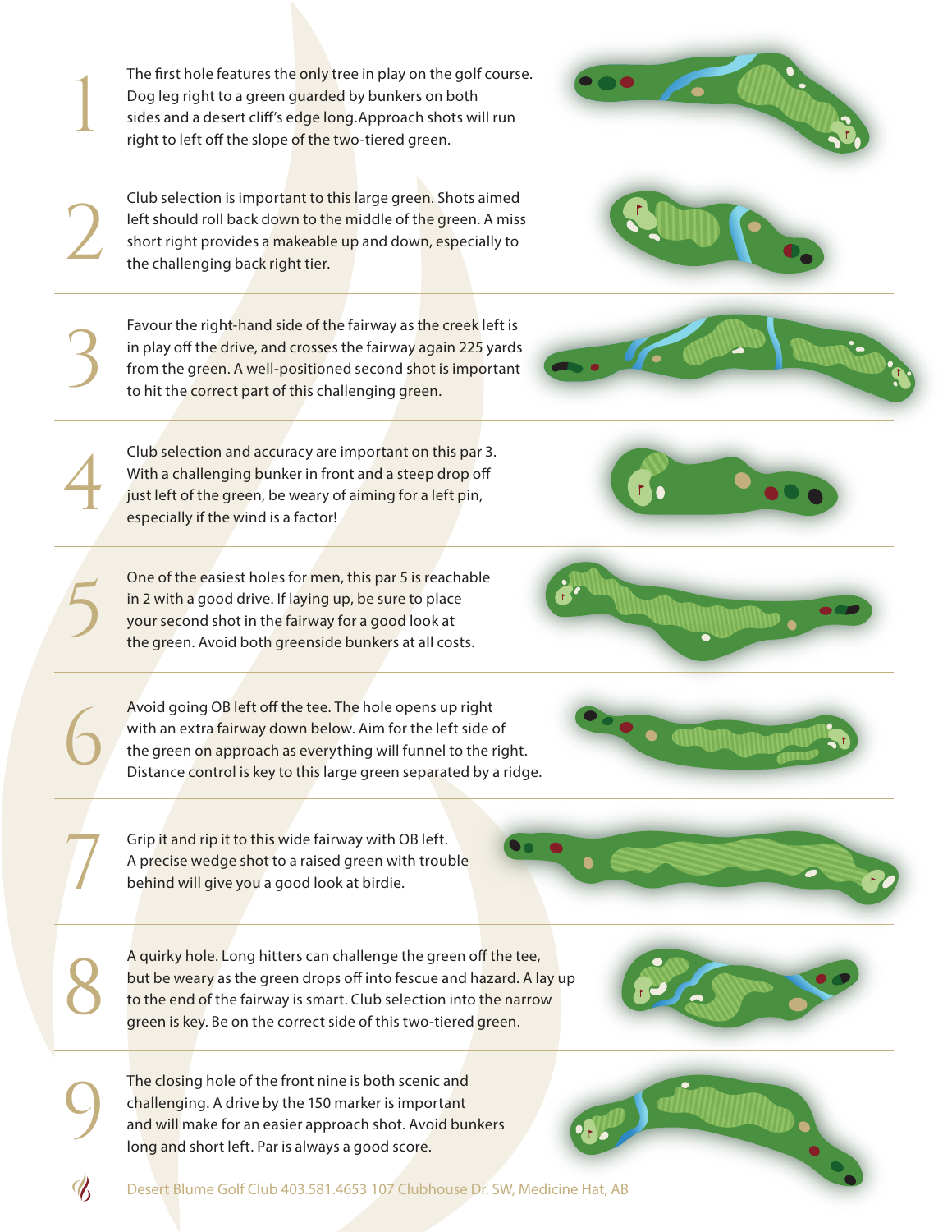## 1

The first hole features the only tree in play on the golf course. Dog leg right to a green guarded by bunkers on both sides and a desert cliff's edge long.Approach shots will run right to left off the slope of the two-tiered green.

## 2

Club selection is important to this large green. Shots aimed left should roll back down to the middle of the green. A miss short right provides a makeable up and down, especially to the challenging back right tier.

## 3

Favour the right-hand side of the fairway as the creek left is in play off the drive, and crosses the fairway again 225 yards from the green. A well-positioned second shot is important to hit the correct part of this challenging green.

## 4

Club selection and accuracy are important on this par 3. With a challenging bunker in front and a steep drop off just left of the green, be weary of aiming for a left pin, especially if the wind is a factor!

## 5

One of the easiest holes for men, this par 5 is reachable in 2 with a good drive. If laying up, be sure to place your second shot in the fairway for a good look at the green. Avoid both greenside bunkers at all costs.

## 6

Avoid going OB left off the tee. The hole opens up right with an extra fairway down below. Aim for the left side of the green on approach as everything will funnel to the right. Distance control is key to this large green separated by a ridge.

## 7

Grip it and rip it to this wide fairway with OB left. A precise wedge shot to a raised green with trouble behind will give you a good look at birdie.

## 8

A quirky hole. Long hitters can challenge the green off the tee, but be weary as the green drops off into fescue and hazard. A lay up to the end of the fairway is smart. Club selection into the narrow green is key. Be on the correct side of this two-tiered green.

## 9

The closing hole of the front nine is both scenic and challenging. A drive by the 150 marker is important and will make for an easier approach shot. Avoid bunkers long and short left. Par is always a good score.

Desert Blume Golf Club 403.581.4653 107 Clubhouse Dr. SW, Medicine Hat, AB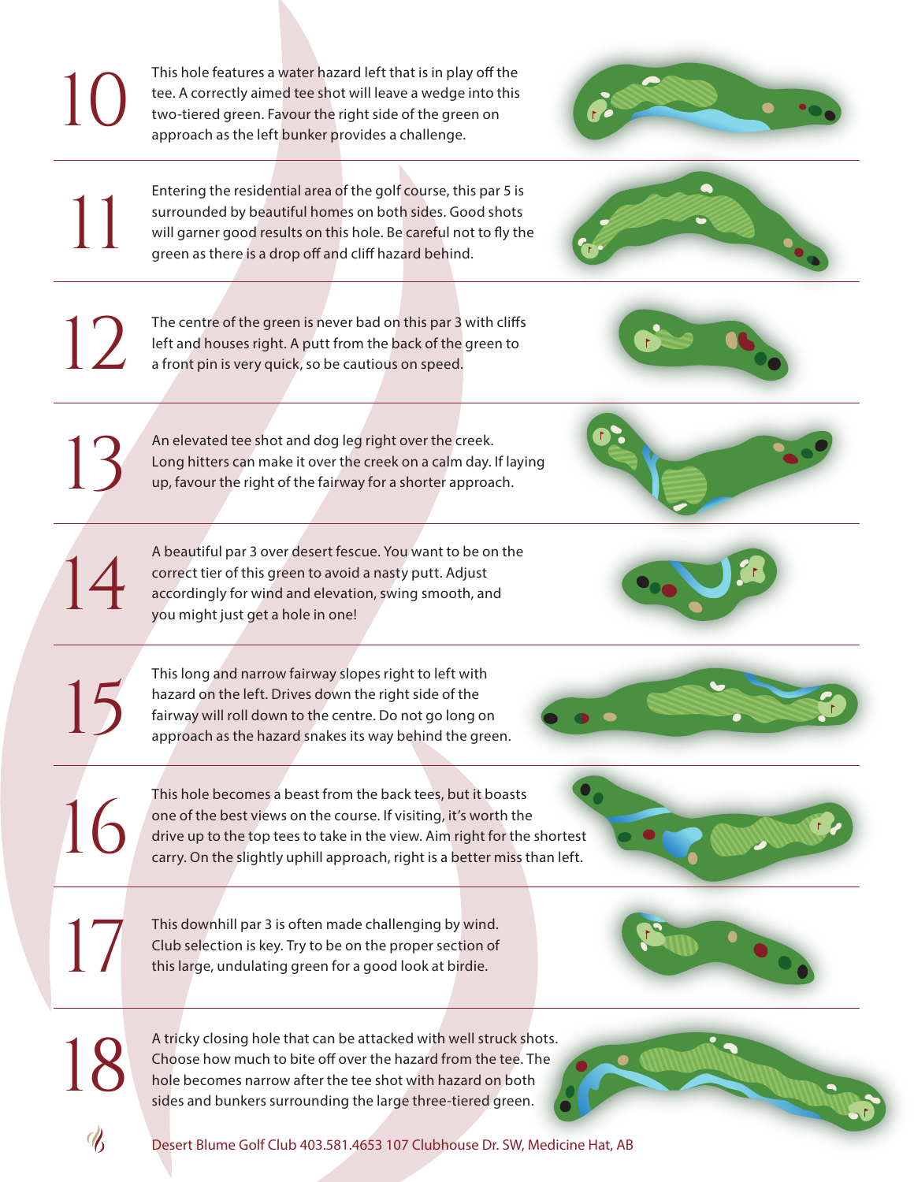## 10

This hole features a water hazard left that is in play off the tee. A correctly aimed tee shot will leave a wedge into this two-tiered green. Favour the right side of the green on approach as the left bunker provides a challenge.

## 11

Entering the residential area of the golf course, this par 5 is surrounded by beautiful homes on both sides. Good shots will garner good results on this hole. Be careful not to fly the green as there is a drop off and cliff hazard behind.

## 12

The centre of the green is never bad on this par 3 with cliffs left and houses right. A putt from the back of the green to a front pin is very quick, so be cautious on speed.

## 13

An elevated tee shot and dog leg right over the creek. Long hitters can make it over the creek on a calm day. If laying up, favour the right of the fairway for a shorter approach.

## 14

A beautiful par 3 over desert fescue. You want to be on the correct tier of this green to avoid a nasty putt. Adjust accordingly for wind and elevation, swing smooth, and you might just get a hole in one!

## 15

This long and narrow fairway slopes right to left with hazard on the left. Drives down the right side of the fairway will roll down to the centre. Do not go long on approach as the hazard snakes its way behind the green.

## 16

This hole becomes a beast from the back tees, but it boasts one of the best views on the course. If visiting, it's worth the drive up to the top tees to take in the view. Aim right for the shortest carry. On the slightly uphill approach, right is a better miss than left.

## 17

This downhill par 3 is often made challenging by wind. Club selection is key. Try to be on the proper section of this large, undulating green for a good look at birdie.

## 18

A tricky closing hole that can be attacked with well struck shots. Choose how much to bite off over the hazard from the tee. The hole becomes narrow after the tee shot with hazard on both sides and bunkers surrounding the large three-tiered green.

Desert Blume Golf Club 403.581.4653 107 Clubhouse Dr. SW, Medicine Hat, AB